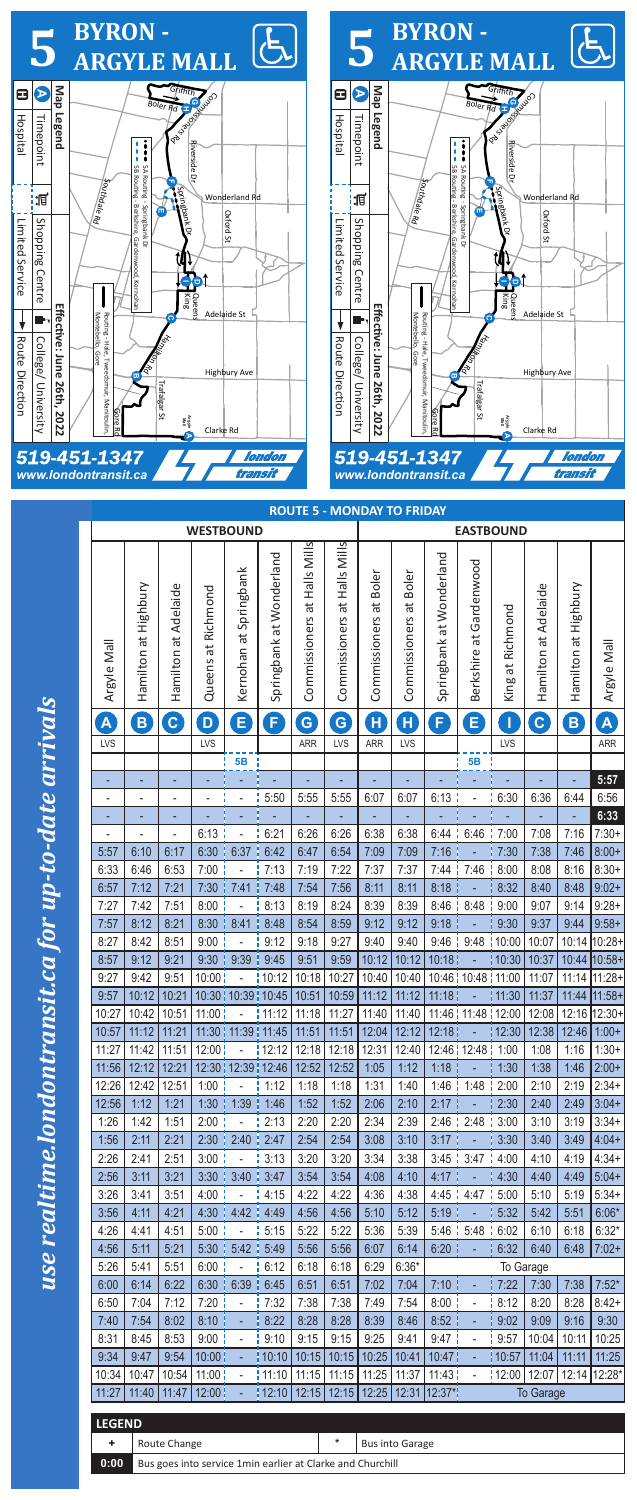# 5 BYRON - ARGYLE MALL

**Map Legend**

- A Timepoint
- Shopping Centre
- College/ University
- Hospital
- Limited Service
- Route Direction

5A Routing - Springbank Dr
5B Routing - Berkshire, Gardenwood, Kernohan

Routing - Hale, Tweedsmuir, Montebello, Gore

**Effective: June 26th, 2022**

519-451-1347
www.londontransit.ca

london transit

*use realtime.londontransit.ca for up-to-date arrivals*

## ROUTE 5 - MONDAY TO FRIDAY

| WESTBOUND | | | | | | | | EASTBOUND | | | | | | | |
|---|---|---|---|---|---|---|---|---|---|---|---|---|---|---|---|
| Argyle Mall | Hamilton at Highbury | Hamilton at Adelaide | Queens at Richmond | Kernohan at Springbank | Springbank at Wonderland | Commissioners at Halls Mills | Commissioners at Halls Mills | Commissioners at Boler | Commissioners at Boler | Springbank at Wonderland | Berkshire at Gardenwood | King at Richmond | Hamilton at Adelaide | Hamilton at Highbury | Argyle Mall |
| A | B | C | D | E | F | G | G | H | H | F | E | I | C | B | A |
| LVS | | | LVS | | | ARR | LVS | ARR | LVS | | | LVS | | | ARR |
| | | | | 5B | | | | | | | 5B | | | | |
| - | - | - | - | - | - | - | - | - | - | - | - | - | - | - | 5:57 |
| - | - | - | - | - | 5:50 | 5:55 | 5:55 | 6:07 | 6:07 | 6:13 | - | 6:30 | 6:36 | 6:44 | 6:56 |
| - | - | - | - | - | - | - | - | - | - | - | - | - | - | - | 6:33 |
| - | - | - | 6:13 | - | 6:21 | 6:26 | 6:26 | 6:38 | 6:38 | 6:44 | 6:46 | 7:00 | 7:08 | 7:16 | 7:30+ |
| 5:57 | 6:10 | 6:17 | 6:30 | 6:37 | 6:42 | 6:47 | 6:54 | 7:09 | 7:09 | 7:16 | - | 7:30 | 7:38 | 7:46 | 8:00+ |
| 6:33 | 6:46 | 6:53 | 7:00 | - | 7:13 | 7:19 | 7:22 | 7:37 | 7:37 | 7:44 | 7:46 | 8:00 | 8:08 | 8:16 | 8:30+ |
| 6:57 | 7:12 | 7:21 | 7:30 | 7:41 | 7:48 | 7:54 | 7:56 | 8:11 | 8:11 | 8:18 | - | 8:32 | 8:40 | 8:48 | 9:02+ |
| 7:27 | 7:42 | 7:51 | 8:00 | - | 8:13 | 8:19 | 8:24 | 8:39 | 8:39 | 8:46 | 8:48 | 9:00 | 9:07 | 9:14 | 9:28+ |
| 7:57 | 8:12 | 8:21 | 8:30 | 8:41 | 8:48 | 8:54 | 8:59 | 9:12 | 9:12 | 9:18 | - | 9:30 | 9:37 | 9:44 | 9:58+ |
| 8:27 | 8:42 | 8:51 | 9:00 | - | 9:12 | 9:18 | 9:27 | 9:40 | 9:40 | 9:46 | 9:48 | 10:00 | 10:07 | 10:14 | 10:28+ |
| 8:57 | 9:12 | 9:21 | 9:30 | 9:39 | 9:45 | 9:51 | 9:59 | 10:12 | 10:12 | 10:18 | - | 10:30 | 10:37 | 10:44 | 10:58+ |
| 9:27 | 9:42 | 9:51 | 10:00 | - | 10:12 | 10:18 | 10:27 | 10:40 | 10:40 | 10:46 | 10:48 | 11:00 | 11:07 | 11:14 | 11:28+ |
| 9:57 | 10:12 | 10:21 | 10:30 | 10:39 | 10:45 | 10:51 | 10:59 | 11:12 | 11:12 | 11:18 | - | 11:30 | 11:37 | 11:44 | 11:58+ |
| 10:27 | 10:42 | 10:51 | 11:00 | - | 11:12 | 11:18 | 11:27 | 11:40 | 11:40 | 11:46 | 11:48 | 12:00 | 12:08 | 12:16 | 12:30+ |
| 10:57 | 11:12 | 11:21 | 11:30 | 11:39 | 11:45 | 11:51 | 11:51 | 12:04 | 12:12 | 12:18 | - | 12:30 | 12:38 | 12:46 | 1:00+ |
| 11:27 | 11:42 | 11:51 | 12:00 | - | 12:12 | 12:18 | 12:18 | 12:31 | 12:40 | 12:46 | 12:48 | 1:00 | 1:08 | 1:16 | 1:30+ |
| 11:56 | 12:12 | 12:21 | 12:30 | 12:39 | 12:46 | 12:52 | 12:52 | 1:05 | 1:12 | 1:18 | - | 1:30 | 1:38 | 1:46 | 2:00+ |
| 12:26 | 12:42 | 12:51 | 1:00 | - | 1:12 | 1:18 | 1:18 | 1:31 | 1:40 | 1:46 | 1:48 | 2:00 | 2:10 | 2:19 | 2:34+ |
| 12:56 | 1:12 | 1:21 | 1:30 | 1:39 | 1:46 | 1:52 | 1:52 | 2:06 | 2:10 | 2:17 | - | 2:30 | 2:40 | 2:49 | 3:04+ |
| 1:26 | 1:42 | 1:51 | 2:00 | - | 2:13 | 2:20 | 2:20 | 2:34 | 2:39 | 2:46 | 2:48 | 3:00 | 3:10 | 3:19 | 3:34+ |
| 1:56 | 2:11 | 2:21 | 2:30 | 2:40 | 2:47 | 2:54 | 2:54 | 3:08 | 3:10 | 3:17 | - | 3:30 | 3:40 | 3:49 | 4:04+ |
| 2:26 | 2:41 | 2:51 | 3:00 | - | 3:13 | 3:20 | 3:20 | 3:34 | 3:38 | 3:45 | 3:47 | 4:00 | 4:10 | 4:19 | 4:34+ |
| 2:56 | 3:11 | 3:21 | 3:30 | 3:40 | 3:47 | 3:54 | 3:54 | 4:08 | 4:10 | 4:17 | - | 4:30 | 4:40 | 4:49 | 5:04+ |
| 3:26 | 3:41 | 3:51 | 4:00 | - | 4:15 | 4:22 | 4:22 | 4:36 | 4:38 | 4:45 | 4:47 | 5:00 | 5:10 | 5:19 | 5:34+ |
| 3:56 | 4:11 | 4:21 | 4:30 | 4:42 | 4:49 | 4:56 | 4:56 | 5:10 | 5:12 | 5:19 | - | 5:32 | 5:42 | 5:51 | 6:06* |
| 4:26 | 4:41 | 4:51 | 5:00 | - | 5:15 | 5:22 | 5:22 | 5:36 | 5:39 | 5:46 | 5:48 | 6:02 | 6:10 | 6:18 | 6:32* |
| 4:56 | 5:11 | 5:21 | 5:30 | 5:42 | 5:49 | 5:56 | 5:56 | 6:07 | 6:14 | 6:20 | - | 6:32 | 6:40 | 6:48 | 7:02+ |
| 5:26 | 5:41 | 5:51 | 6:00 | - | 6:12 | 6:18 | 6:18 | 6:29 | 6:36* | To Garage | | | | | |
| 6:00 | 6:14 | 6:22 | 6:30 | 6:39 | 6:45 | 6:51 | 6:51 | 7:02 | 7:04 | 7:10 | - | 7:22 | 7:30 | 7:38 | 7:52* |
| 6:50 | 7:04 | 7:12 | 7:20 | - | 7:32 | 7:38 | 7:38 | 7:49 | 7:54 | 8:00 | - | 8:12 | 8:20 | 8:28 | 8:42+ |
| 7:40 | 7:54 | 8:02 | 8:10 | - | 8:22 | 8:28 | 8:28 | 8:39 | 8:46 | 8:52 | - | 9:02 | 9:09 | 9:16 | 9:30 |
| 8:31 | 8:45 | 8:53 | 9:00 | - | 9:10 | 9:15 | 9:15 | 9:25 | 9:41 | 9:47 | - | 9:57 | 10:04 | 10:11 | 10:25 |
| 9:34 | 9:47 | 9:54 | 10:00 | - | 10:10 | 10:15 | 10:15 | 10:25 | 10:41 | 10:47 | - | 10:57 | 11:04 | 11:11 | 11:25 |
| 10:34 | 10:47 | 10:54 | 11:00 | - | 11:10 | 11:15 | 11:15 | 11:25 | 11:37 | 11:43 | - | 12:00 | 12:07 | 12:14 | 12:28* |
| 11:27 | 11:40 | 11:47 | 12:00 | - | 12:10 | 12:15 | 12:15 | 12:25 | 12:31 | 12:37* | To Garage | | | | |

**LEGEND**

| | | | |
|---|---|---|---|
| + | Route Change | * | Bus into Garage |
| 0:00 | Bus goes into service 1min earlier at Clarke and Churchill | | |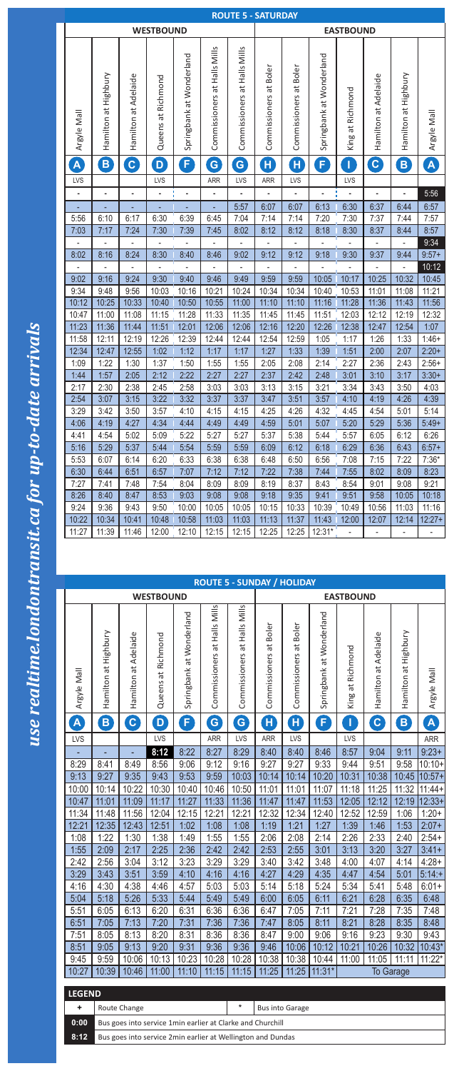*use realtime.londontransit.ca for up-to-date arrivals*

## ROUTE 5 - SATURDAY

| WESTBOUND | | | | | | | EASTBOUND | | | | | | |
|---|---|---|---|---|---|---|---|---|---|---|---|---|---|
| Argyle Mall | Hamilton at Highbury | Hamilton at Adelaide | Queens at Richmond | Springbank at Wonderland | Commissioners at Halls Mills | Commissioners at Halls Mills | Commissioners at Boler | Commissioners at Boler | Springbank at Wonderland | King at Richmond | Hamilton at Adelaide | Hamilton at Highbury | Argyle Mall |
| A | B | C | D | F | G | G | H | H | F | I | C | B | A |
| LVS | | | LVS | | ARR | LVS | ARR | LVS | | LVS | | | |
| - | - | - | - | - | - | - | - | - | - | - | - | - | 5:56 |
| - | - | - | - | - | - | 5:57 | 6:07 | 6:07 | 6:13 | 6:30 | 6:37 | 6:44 | 6:57 |
| 5:56 | 6:10 | 6:17 | 6:30 | 6:39 | 6:45 | 7:04 | 7:14 | 7:14 | 7:20 | 7:30 | 7:37 | 7:44 | 7:57 |
| 7:03 | 7:17 | 7:24 | 7:30 | 7:39 | 7:45 | 8:02 | 8:12 | 8:12 | 8:18 | 8:30 | 8:37 | 8:44 | 8:57 |
| - | - | - | - | - | - | - | - | - | - | - | - | - | 9:34 |
| 8:02 | 8:16 | 8:24 | 8:30 | 8:40 | 8:46 | 9:02 | 9:12 | 9:12 | 9:18 | 9:30 | 9:37 | 9:44 | 9:57+ |
| - | - | - | - | - | - | - | - | - | - | - | - | - | 10:12 |
| 9:02 | 9:16 | 9:24 | 9:30 | 9:40 | 9:46 | 9:49 | 9:59 | 9:59 | 10:05 | 10:17 | 10:25 | 10:32 | 10:45 |
| 9:34 | 9:48 | 9:56 | 10:03 | 10:16 | 10:21 | 10:24 | 10:34 | 10:34 | 10:40 | 10:53 | 11:01 | 11:08 | 11:21 |
| 10:12 | 10:25 | 10:33 | 10:40 | 10:50 | 10:55 | 11:00 | 11:10 | 11:10 | 11:16 | 11:28 | 11:36 | 11:43 | 11:56 |
| 10:47 | 11:00 | 11:08 | 11:15 | 11:28 | 11:33 | 11:35 | 11:45 | 11:45 | 11:51 | 12:03 | 12:12 | 12:19 | 12:32 |
| 11:23 | 11:36 | 11:44 | 11:51 | 12:01 | 12:06 | 12:06 | 12:16 | 12:20 | 12:26 | 12:38 | 12:47 | 12:54 | 1:07 |
| 11:58 | 12:11 | 12:19 | 12:26 | 12:39 | 12:44 | 12:44 | 12:54 | 12:59 | 1:05 | 1:17 | 1:26 | 1:33 | 1:46+ |
| 12:34 | 12:47 | 12:55 | 1:02 | 1:12 | 1:17 | 1:17 | 1:27 | 1:33 | 1:39 | 1:51 | 2:00 | 2:07 | 2:20+ |
| 1:09 | 1:22 | 1:30 | 1:37 | 1:50 | 1:55 | 1:55 | 2:05 | 2:08 | 2:14 | 2:27 | 2:36 | 2:43 | 2:56+ |
| 1:44 | 1:57 | 2:05 | 2:12 | 2:22 | 2:27 | 2:27 | 2:37 | 2:42 | 2:48 | 3:01 | 3:10 | 3:17 | 3:30+ |
| 2:17 | 2:30 | 2:38 | 2:45 | 2:58 | 3:03 | 3:03 | 3:13 | 3:15 | 3:21 | 3:34 | 3:43 | 3:50 | 4:03 |
| 2:54 | 3:07 | 3:15 | 3:22 | 3:32 | 3:37 | 3:37 | 3:47 | 3:51 | 3:57 | 4:10 | 4:19 | 4:26 | 4:39 |
| 3:29 | 3:42 | 3:50 | 3:57 | 4:10 | 4:15 | 4:15 | 4:25 | 4:26 | 4:32 | 4:45 | 4:54 | 5:01 | 5:14 |
| 4:06 | 4:19 | 4:27 | 4:34 | 4:44 | 4:49 | 4:49 | 4:59 | 5:01 | 5:07 | 5:20 | 5:29 | 5:36 | 5:49+ |
| 4:41 | 4:54 | 5:02 | 5:09 | 5:22 | 5:27 | 5:27 | 5:37 | 5:38 | 5:44 | 5:57 | 6:05 | 6:12 | 6:26 |
| 5:16 | 5:29 | 5:37 | 5:44 | 5:54 | 5:59 | 5:59 | 6:09 | 6:12 | 6:18 | 6:29 | 6:36 | 6:43 | 6:57+ |
| 5:53 | 6:07 | 6:14 | 6:20 | 6:33 | 6:38 | 6:38 | 6:48 | 6:50 | 6:56 | 7:08 | 7:15 | 7:22 | 7:36* |
| 6:30 | 6:44 | 6:51 | 6:57 | 7:07 | 7:12 | 7:12 | 7:22 | 7:38 | 7:44 | 7:55 | 8:02 | 8:09 | 8:23 |
| 7:27 | 7:41 | 7:48 | 7:54 | 8:04 | 8:09 | 8:09 | 8:19 | 8:37 | 8:43 | 8:54 | 9:01 | 9:08 | 9:21 |
| 8:26 | 8:40 | 8:47 | 8:53 | 9:03 | 9:08 | 9:08 | 9:18 | 9:35 | 9:41 | 9:51 | 9:58 | 10:05 | 10:18 |
| 9:24 | 9:36 | 9:43 | 9:50 | 10:00 | 10:05 | 10:05 | 10:15 | 10:33 | 10:39 | 10:49 | 10:56 | 11:03 | 11:16 |
| 10:22 | 10:34 | 10:41 | 10:48 | 10:58 | 11:03 | 11:03 | 11:13 | 11:37 | 11:43 | 12:00 | 12:07 | 12:14 | 12:27+ |
| 11:27 | 11:39 | 11:46 | 12:00 | 12:10 | 12:15 | 12:15 | 12:25 | 12:25 | 12:31* | - | - | - | - |

## ROUTE 5 - SUNDAY / HOLIDAY

| WESTBOUND | | | | | | | EASTBOUND | | | | | | |
|---|---|---|---|---|---|---|---|---|---|---|---|---|---|
| Argyle Mall | Hamilton at Highbury | Hamilton at Adelaide | Queens at Richmond | Springbank at Wonderland | Commissioners at Halls Mills | Commissioners at Halls Mills | Commissioners at Boler | Commissioners at Boler | Springbank at Wonderland | King at Richmond | Hamilton at Adelaide | Hamilton at Highbury | Argyle Mall |
| A | B | C | D | F | G | G | H | H | F | I | C | B | A |
| LVS | | | LVS | | ARR | LVS | ARR | LVS | | LVS | | | ARR |
| - | - | - | **8:12** | 8:22 | 8:27 | 8:29 | 8:40 | 8:40 | 8:46 | 8:57 | 9:04 | 9:11 | 9:23+ |
| 8:29 | 8:41 | 8:49 | 8:56 | 9:06 | 9:12 | 9:16 | 9:27 | 9:27 | 9:33 | 9:44 | 9:51 | 9:58 | 10:10+ |
| 9:13 | 9:27 | 9:35 | 9:43 | 9:53 | 9:59 | 10:03 | 10:14 | 10:14 | 10:20 | 10:31 | 10:38 | 10:45 | 10:57+ |
| 10:00 | 10:14 | 10:22 | 10:30 | 10:40 | 10:46 | 10:50 | 11:01 | 11:01 | 11:07 | 11:18 | 11:25 | 11:32 | 11:44+ |
| 10:47 | 11:01 | 11:09 | 11:17 | 11:27 | 11:33 | 11:36 | 11:47 | 11:47 | 11:53 | 12:05 | 12:12 | 12:19 | 12:33+ |
| 11:34 | 11:48 | 11:56 | 12:04 | 12:15 | 12:21 | 12:21 | 12:32 | 12:34 | 12:40 | 12:52 | 12:59 | 1:06 | 1:20+ |
| 12:21 | 12:35 | 12:43 | 12:51 | 1:02 | 1:08 | 1:08 | 1:19 | 1:21 | 1:27 | 1:39 | 1:46 | 1:53 | 2:07+ |
| 1:08 | 1:22 | 1:30 | 1:38 | 1:49 | 1:55 | 1:55 | 2:06 | 2:08 | 2:14 | 2:26 | 2:33 | 2:40 | 2:54+ |
| 1:55 | 2:09 | 2:17 | 2:25 | 2:36 | 2:42 | 2:42 | 2:53 | 2:55 | 3:01 | 3:13 | 3:20 | 3:27 | 3:41+ |
| 2:42 | 2:56 | 3:04 | 3:12 | 3:23 | 3:29 | 3:29 | 3:40 | 3:42 | 3:48 | 4:00 | 4:07 | 4:14 | 4:28+ |
| 3:29 | 3:43 | 3:51 | 3:59 | 4:10 | 4:16 | 4:16 | 4:27 | 4:29 | 4:35 | 4:47 | 4:54 | 5:01 | 5:14:+ |
| 4:16 | 4:30 | 4:38 | 4:46 | 4:57 | 5:03 | 5:03 | 5:14 | 5:18 | 5:24 | 5:34 | 5:41 | 5:48 | 6:01+ |
| 5:04 | 5:18 | 5:26 | 5:33 | 5:44 | 5:49 | 5:49 | 6:00 | 6:05 | 6:11 | 6:21 | 6:28 | 6:35 | 6:48 |
| 5:51 | 6:05 | 6:13 | 6:20 | 6:31 | 6:36 | 6:36 | 6:47 | 7:05 | 7:11 | 7:21 | 7:28 | 7:35 | 7:48 |
| 6:51 | 7:05 | 7:13 | 7:20 | 7:31 | 7:36 | 7:36 | 7:47 | 8:05 | 8:11 | 8:21 | 8:28 | 8:35 | 8:48 |
| 7:51 | 8:05 | 8:13 | 8:20 | 8:31 | 8:36 | 8:36 | 8:47 | 9:00 | 9:06 | 9:16 | 9:23 | 9:30 | 9:43 |
| 8:51 | 9:05 | 9:13 | 9:20 | 9:31 | 9:36 | 9:36 | 9:46 | 10:06 | 10:12 | 10:21 | 10:26 | 10:32 | 10:43* |
| 9:45 | 9:59 | 10:06 | 10:13 | 10:23 | 10:28 | 10:28 | 10:38 | 10:38 | 10:44 | 11:00 | 11:05 | 11:11 | 11:22* |
| 10:27 | 10:39 | 10:46 | 11:00 | 11:10 | 11:15 | 11:15 | 11:25 | 11:25 | 11:31* | | To Garage | | |

## LEGEND

| | | | |
|---|---|---|---|
| + | Route Change | * | Bus into Garage |
| 0:00 | Bus goes into service 1min earlier at Clarke and Churchill | | |
| **8:12** | Bus goes into service 2min earlier at Wellington and Dundas | | |